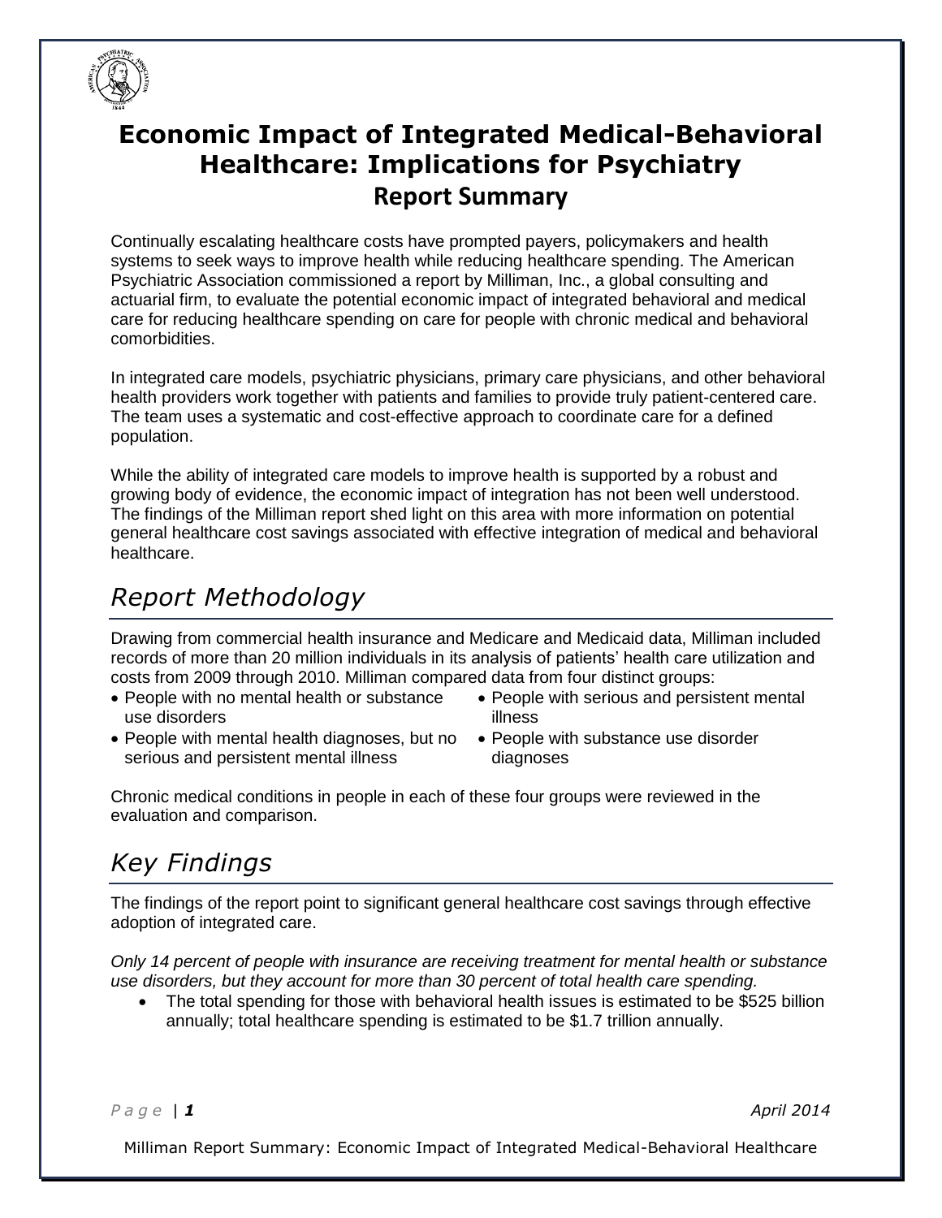# Economic Impact of Integrated Medical-Behavioral Healthcare: Implications for Psychiatry

## Report Summary

Continually escalating healthcare costs have prompted payers, policymakers and health systems to seek ways to improve health while reducing healthcare spending. The American Psychiatric Association commissioned a report by Milliman, Inc., a global consulting and actuarial firm, to evaluate the potential economic impact of integrated behavioral and medical care for reducing healthcare spending on care for people with chronic medical and behavioral comorbidities.

In integrated care models, psychiatric physicians, primary care physicians, and other behavioral health providers work together with patients and families to provide truly patient-centered care. The team uses a systematic and cost-effective approach to coordinate care for a defined population.

While the ability of integrated care models to improve health is supported by a robust and growing body of evidence, the economic impact of integration has not been well understood. The findings of the Milliman report shed light on this area with more information on potential general healthcare cost savings associated with effective integration of medical and behavioral healthcare.

## *Report Methodology*

Drawing from commercial health insurance and Medicare and Medicaid data, Milliman included records of more than 20 million individuals in its analysis of patients' health care utilization and costs from 2009 through 2010. Milliman compared data from four distinct groups:

- People with no mental health or substance use disorders
- People with mental health diagnoses, but no serious and persistent mental illness
- People with serious and persistent mental illness
- People with substance use disorder diagnoses

Chronic medical conditions in people in each of these four groups were reviewed in the evaluation and comparison.

## *Key Findings*

The findings of the report point to significant general healthcare cost savings through effective adoption of integrated care.

*Only 14 percent of people with insurance are receiving treatment for mental health or substance use disorders, but they account for more than 30 percent of total health care spending.*

- The total spending for those with behavioral health issues is estimated to be $525 billion annually; total healthcare spending is estimated to be $1.7 trillion annually.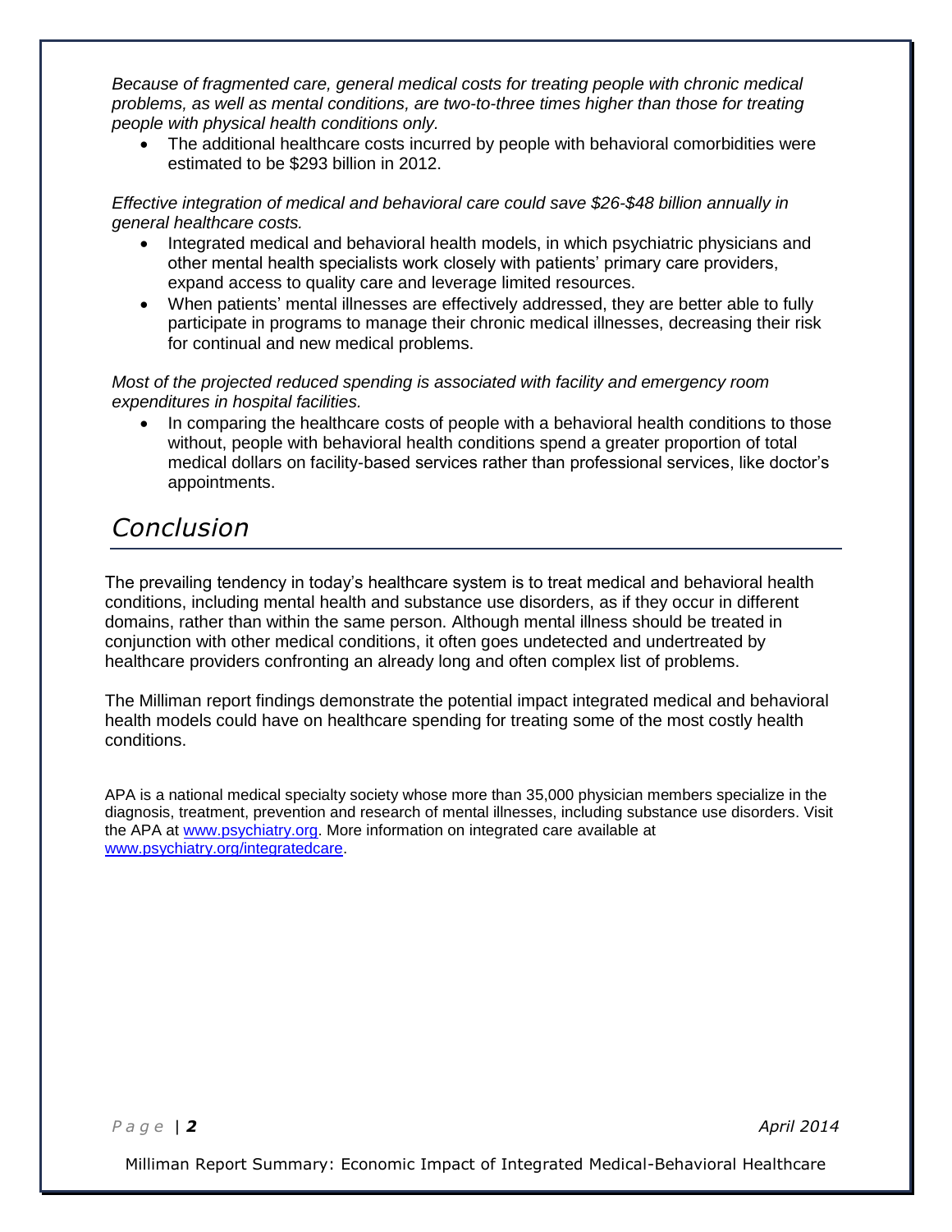*Because of fragmented care, general medical costs for treating people with chronic medical problems, as well as mental conditions, are two-to-three times higher than those for treating people with physical health conditions only.*

- The additional healthcare costs incurred by people with behavioral comorbidities were estimated to be $293 billion in 2012.

*Effective integration of medical and behavioral care could save $26-$48 billion annually in general healthcare costs.*

- Integrated medical and behavioral health models, in which psychiatric physicians and other mental health specialists work closely with patients' primary care providers, expand access to quality care and leverage limited resources.
- When patients' mental illnesses are effectively addressed, they are better able to fully participate in programs to manage their chronic medical illnesses, decreasing their risk for continual and new medical problems.

*Most of the projected reduced spending is associated with facility and emergency room expenditures in hospital facilities.*

- In comparing the healthcare costs of people with a behavioral health conditions to those without, people with behavioral health conditions spend a greater proportion of total medical dollars on facility-based services rather than professional services, like doctor's appointments.

## *Conclusion*

The prevailing tendency in today's healthcare system is to treat medical and behavioral health conditions, including mental health and substance use disorders, as if they occur in different domains, rather than within the same person. Although mental illness should be treated in conjunction with other medical conditions, it often goes undetected and undertreated by healthcare providers confronting an already long and often complex list of problems.

The Milliman report findings demonstrate the potential impact integrated medical and behavioral health models could have on healthcare spending for treating some of the most costly health conditions.

APA is a national medical specialty society whose more than 35,000 physician members specialize in the diagnosis, treatment, prevention and research of mental illnesses, including substance use disorders. Visit the APA at [www.psychiatry.org](www.psychiatry.org). More information on integrated care available at [www.psychiatry.org/integratedcare](www.psychiatry.org/integratedcare).